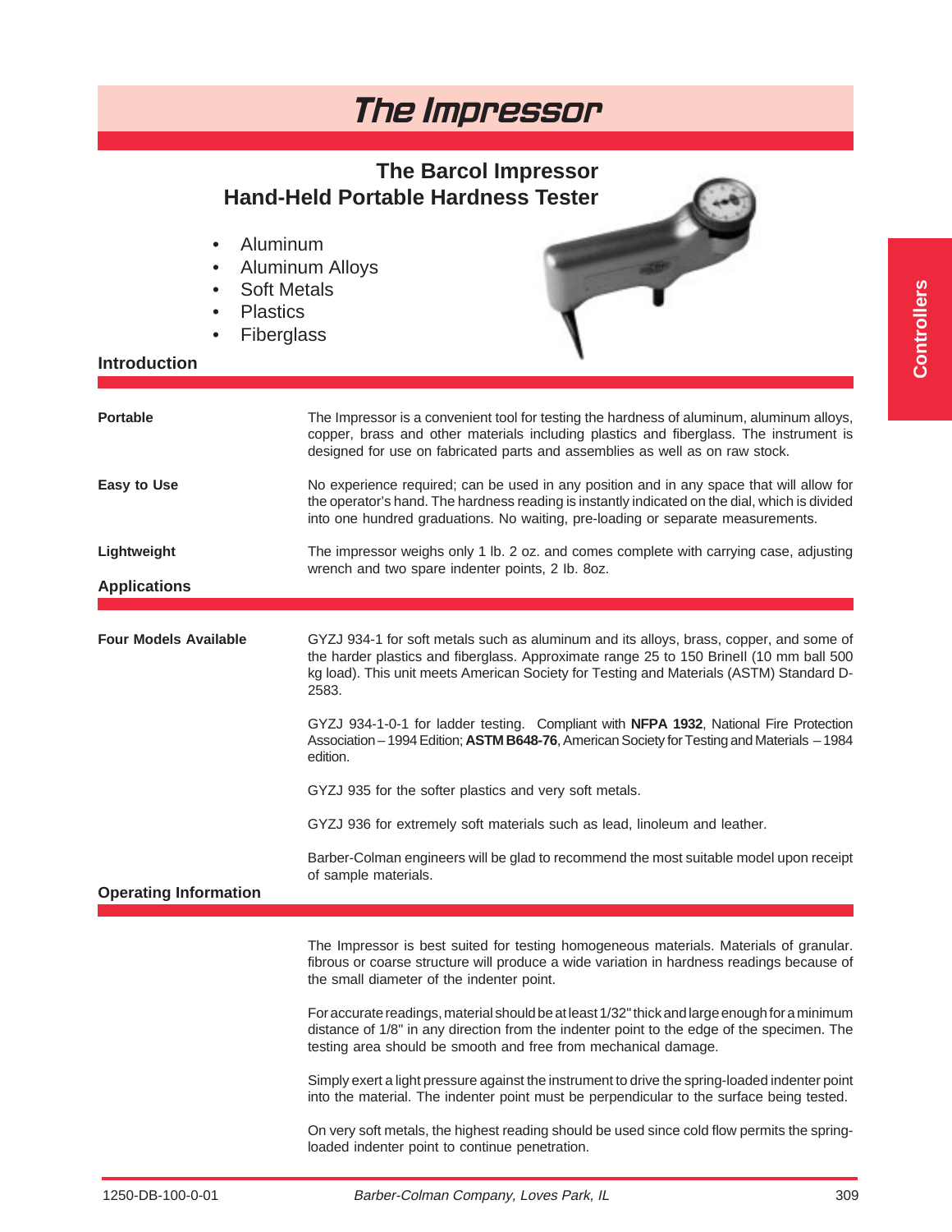# The Impressor

## The Barcol Impressor
## Hand-Held Portable Hardness Tester

- Aluminum
- Aluminum Alloys
- Soft Metals
- Plastics
- Fiberglass

## Introduction

**Portable**

The Impressor is a convenient tool for testing the hardness of aluminum, aluminum alloys, copper, brass and other materials including plastics and fiberglass. The instrument is designed for use on fabricated parts and assemblies as well as on raw stock.

**Easy to Use**

No experience required; can be used in any position and in any space that will allow for the operator's hand. The hardness reading is instantly indicated on the dial, which is divided into one hundred graduations. No waiting, pre-loading or separate measurements.

**Lightweight**

The impressor weighs only 1 lb. 2 oz. and comes complete with carrying case, adjusting wrench and two spare indenter points, 2 lb. 8oz.

## Applications

**Four Models Available**

GYZJ 934-1 for soft metals such as aluminum and its alloys, brass, copper, and some of the harder plastics and fiberglass. Approximate range 25 to 150 Brinell (10 mm ball 500 kg load). This unit meets American Society for Testing and Materials (ASTM) Standard D-2583.

GYZJ 934-1-0-1 for ladder testing. Compliant with **NFPA 1932**, National Fire Protection Association – 1994 Edition; **ASTM B648-76**, American Society for Testing and Materials – 1984 edition.

GYZJ 935 for the softer plastics and very soft metals.

GYZJ 936 for extremely soft materials such as lead, linoleum and leather.

Barber-Colman engineers will be glad to recommend the most suitable model upon receipt of sample materials.

## Operating Information

The Impressor is best suited for testing homogeneous materials. Materials of granular. fibrous or coarse structure will produce a wide variation in hardness readings because of the small diameter of the indenter point.

For accurate readings, material should be at least 1/32" thick and large enough for a minimum distance of 1/8" in any direction from the indenter point to the edge of the specimen. The testing area should be smooth and free from mechanical damage.

Simply exert a light pressure against the instrument to drive the spring-loaded indenter point into the material. The indenter point must be perpendicular to the surface being tested.

On very soft metals, the highest reading should be used since cold flow permits the spring-loaded indenter point to continue penetration.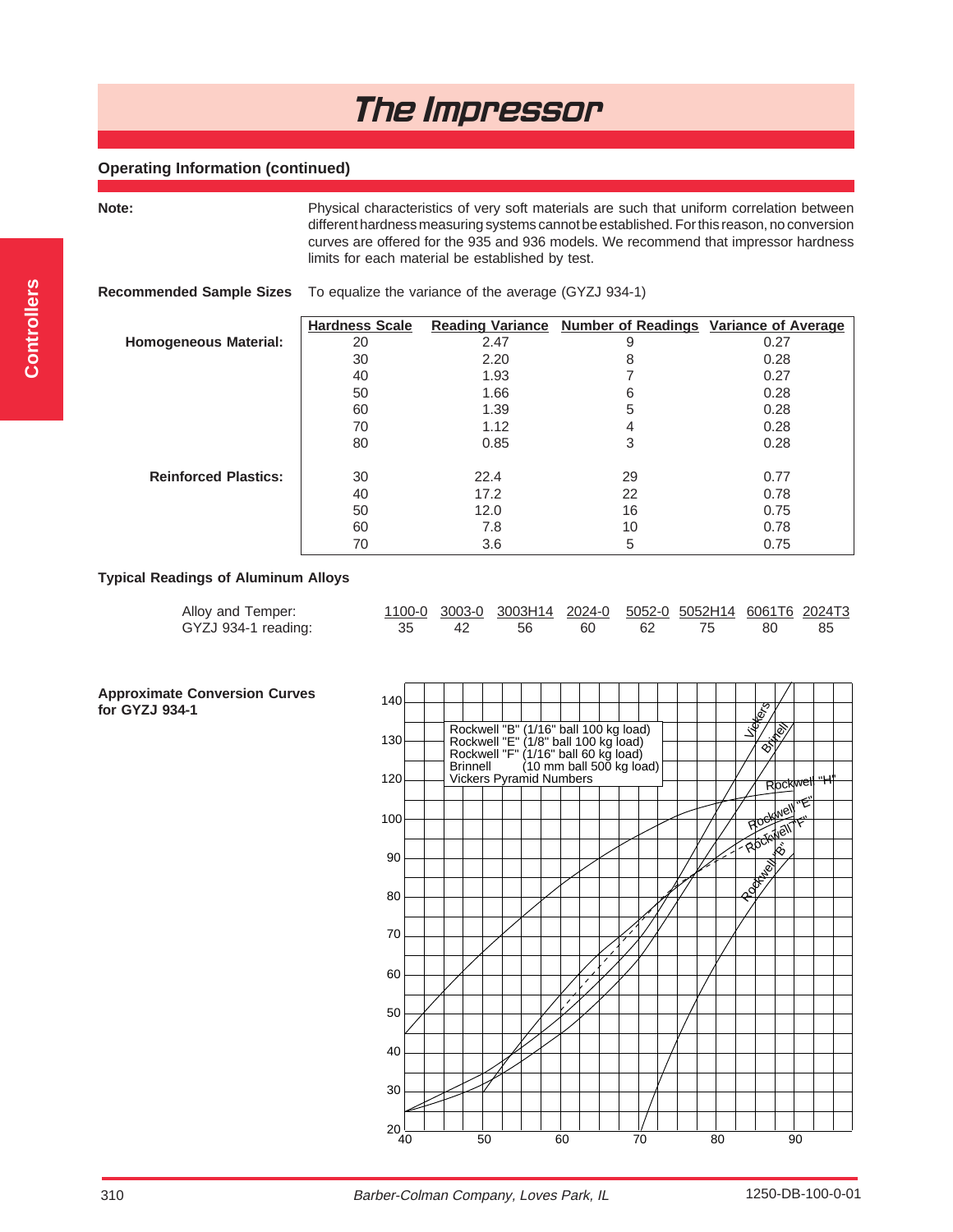## Operating Information (continued)

**Note:** Physical characteristics of very soft materials are such that uniform correlation between different hardness measuring systems cannot be established. For this reason, no conversion curves are offered for the 935 and 936 models. We recommend that impressor hardness limits for each material be established by test.

**Recommended Sample Sizes** To equalize the variance of the average (GYZJ 934-1)

| | Hardness Scale | Reading Variance | Number of Readings | Variance of Average |
|---|---|---|---|---|
| **Homogeneous Material:** | 20 | 2.47 | 9 | 0.27 |
| | 30 | 2.20 | 8 | 0.28 |
| | 40 | 1.93 | 7 | 0.27 |
| | 50 | 1.66 | 6 | 0.28 |
| | 60 | 1.39 | 5 | 0.28 |
| | 70 | 1.12 | 4 | 0.28 |
| | 80 | 0.85 | 3 | 0.28 |
| **Reinforced Plastics:** | 30 | 22.4 | 29 | 0.77 |
| | 40 | 17.2 | 22 | 0.78 |
| | 50 | 12.0 | 16 | 0.75 |
| | 60 | 7.8 | 10 | 0.78 |
| | 70 | 3.6 | 5 | 0.75 |

**Typical Readings of Aluminum Alloys**

| Alloy and Temper: | 1100-0 | 3003-0 | 3003H14 | 2024-0 | 5052-0 | 5052H14 | 6061T6 | 2024T3 |
|---|---|---|---|---|---|---|---|---|
| GYZJ 934-1 reading: | 35 | 42 | 56 | 60 | 62 | 75 | 80 | 85 |

**Approximate Conversion Curves for GYZJ 934-1**

Rockwell "B" (1/16" ball 100 kg load)
Rockwell "E" (1/8" ball 100 kg load)
Rockwell "F" (1/16" ball 60 kg load)
Brinnell (10 mm ball 500 kg load)
Vickers Pyramid Numbers

Curves labeled: Vickers, Brinell, Rockwell "H", Rockwell "E", Rockwell "F", Rockwell "B"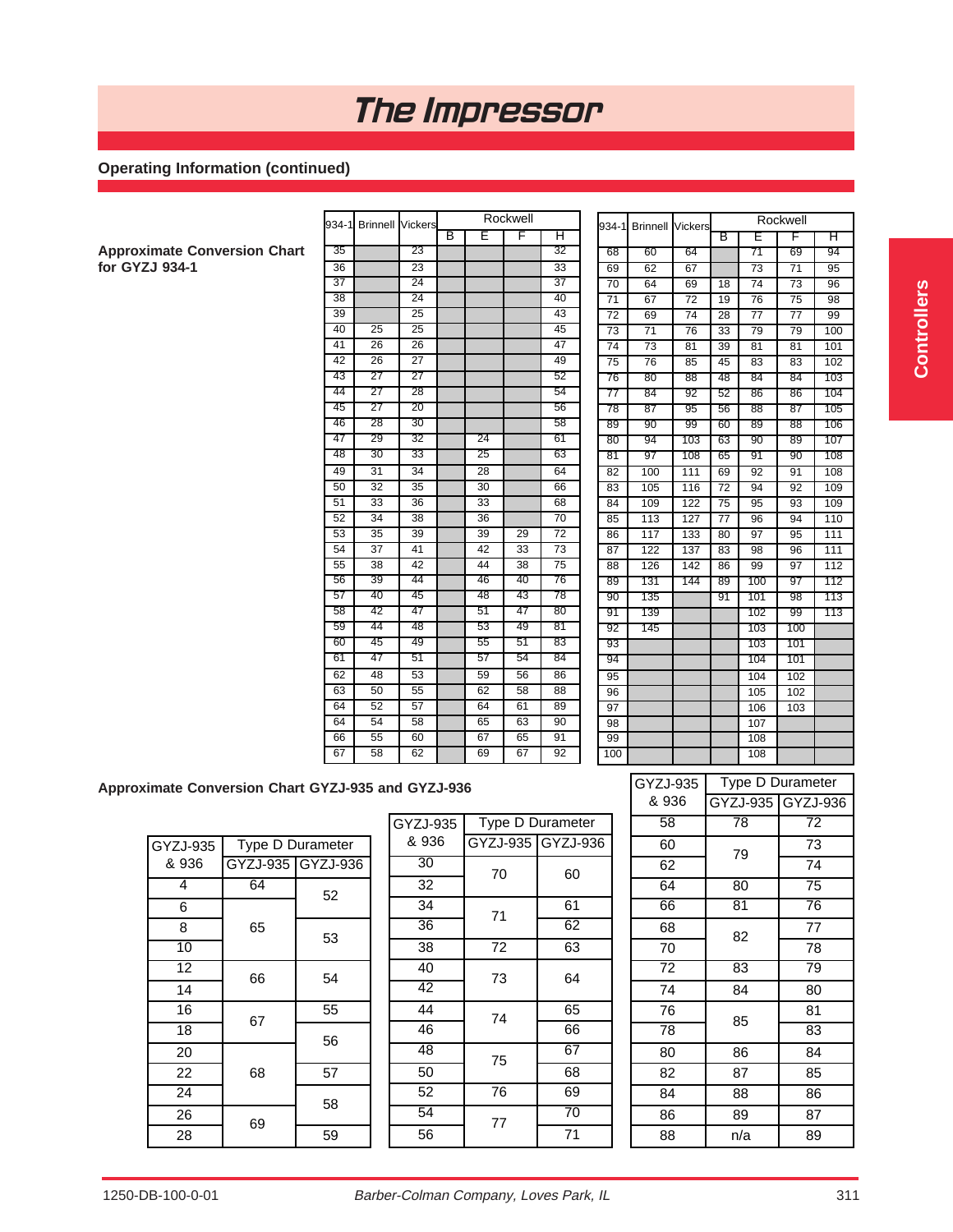# The Impressor

## Operating Information (continued)

**Approximate Conversion Chart for GYZJ 934-1**

| 934-1 | Brinnell | Vickers | Rockwell | | | |
|---|---|---|---|---|---|---|
| | | | B | E | F | H |
| 35 | | 23 | | | | 32 |
| 36 | | 23 | | | | 33 |
| 37 | | 24 | | | | 37 |
| 38 | | 24 | | | | 40 |
| 39 | | 25 | | | | 43 |
| 40 | 25 | 25 | | | | 45 |
| 41 | 26 | 26 | | | | 47 |
| 42 | 26 | 27 | | | | 49 |
| 43 | 27 | 27 | | | | 52 |
| 44 | 27 | 28 | | | | 54 |
| 45 | 27 | 20 | | | | 56 |
| 46 | 28 | 30 | | | | 58 |
| 47 | 29 | 32 | | 24 | | 61 |
| 48 | 30 | 33 | | 25 | | 63 |
| 49 | 31 | 34 | | 28 | | 64 |
| 50 | 32 | 35 | | 30 | | 66 |
| 51 | 33 | 36 | | 33 | | 68 |
| 52 | 34 | 38 | | 36 | | 70 |
| 53 | 35 | 39 | | 39 | 29 | 72 |
| 54 | 37 | 41 | | 42 | 33 | 73 |
| 55 | 38 | 42 | | 44 | 38 | 75 |
| 56 | 39 | 44 | | 46 | 40 | 76 |
| 57 | 40 | 45 | | 48 | 43 | 78 |
| 58 | 42 | 47 | | 51 | 47 | 80 |
| 59 | 44 | 48 | | 53 | 49 | 81 |
| 60 | 45 | 49 | | 55 | 51 | 83 |
| 61 | 47 | 51 | | 57 | 54 | 84 |
| 62 | 48 | 53 | | 59 | 56 | 86 |
| 63 | 50 | 55 | | 62 | 58 | 88 |
| 64 | 52 | 57 | | 64 | 61 | 89 |
| 64 | 54 | 58 | | 65 | 63 | 90 |
| 66 | 55 | 60 | | 67 | 65 | 91 |
| 67 | 58 | 62 | | 69 | 67 | 92 |
| 68 | 60 | 64 | | 71 | 69 | 94 |
| 69 | 62 | 67 | | 73 | 71 | 95 |
| 70 | 64 | 69 | 18 | 74 | 73 | 96 |
| 71 | 67 | 72 | 19 | 76 | 75 | 98 |
| 72 | 69 | 74 | 28 | 77 | 77 | 99 |
| 73 | 71 | 76 | 33 | 79 | 79 | 100 |
| 74 | 73 | 81 | 39 | 81 | 81 | 101 |
| 75 | 76 | 85 | 45 | 83 | 83 | 102 |
| 76 | 80 | 88 | 48 | 84 | 84 | 103 |
| 77 | 84 | 92 | 52 | 86 | 86 | 104 |
| 78 | 87 | 95 | 56 | 88 | 87 | 105 |
| 89 | 90 | 99 | 60 | 89 | 88 | 106 |
| 80 | 94 | 103 | 63 | 90 | 89 | 107 |
| 81 | 97 | 108 | 65 | 91 | 90 | 108 |
| 82 | 100 | 111 | 69 | 92 | 91 | 108 |
| 83 | 105 | 116 | 72 | 94 | 92 | 109 |
| 84 | 109 | 122 | 75 | 95 | 93 | 109 |
| 85 | 113 | 127 | 77 | 96 | 94 | 110 |
| 86 | 117 | 133 | 80 | 97 | 95 | 111 |
| 87 | 122 | 137 | 83 | 98 | 96 | 111 |
| 88 | 126 | 142 | 86 | 99 | 97 | 112 |
| 89 | 131 | 144 | 89 | 100 | 97 | 112 |
| 90 | 135 | | 91 | 101 | 98 | 113 |
| 91 | 139 | | | 102 | 99 | 113 |
| 92 | 145 | | | 103 | 100 | |
| 93 | | | | 103 | 101 | |
| 94 | | | | 104 | 101 | |
| 95 | | | | 104 | 102 | |
| 96 | | | | 105 | 102 | |
| 97 | | | | 106 | 103 | |
| 98 | | | | 107 | | |
| 99 | | | | 108 | | |
| 100 | | | | 108 | | |

**Approximate Conversion Chart GYZJ-935 and GYZJ-936**

| GYZJ-935 & 936 | Type D Durameter | |
|---|---|---|
| | GYZJ-935 | GYZJ-936 |
| 4 | 64 | 52 |
| 6 | 65 | 52 |
| 8 | 65 | 53 |
| 10 | 65 | 53 |
| 12 | 66 | 54 |
| 14 | 66 | 54 |
| 16 | 67 | 55 |
| 18 | 67 | 56 |
| 20 | 68 | 56 |
| 22 | 68 | 57 |
| 24 | 68 | 58 |
| 26 | 69 | 58 |
| 28 | 69 | 59 |
| 30 | 70 | 60 |
| 32 | 70 | 60 |
| 34 | 71 | 61 |
| 36 | 71 | 62 |
| 38 | 72 | 63 |
| 40 | 73 | 64 |
| 42 | 73 | 64 |
| 44 | 74 | 65 |
| 46 | 74 | 66 |
| 48 | 75 | 67 |
| 50 | 75 | 68 |
| 52 | 76 | 69 |
| 54 | 77 | 70 |
| 56 | 77 | 71 |
| 58 | 78 | 72 |
| 60 | 79 | 73 |
| 62 | 79 | 74 |
| 64 | 80 | 75 |
| 66 | 81 | 76 |
| 68 | 82 | 77 |
| 70 | 82 | 78 |
| 72 | 83 | 79 |
| 74 | 84 | 80 |
| 76 | 85 | 81 |
| 78 | 85 | 83 |
| 80 | 86 | 84 |
| 82 | 87 | 85 |
| 84 | 88 | 86 |
| 86 | 89 | 87 |
| 88 | n/a | 89 |

1250-DB-100-0-01 *Barber-Colman Company, Loves Park, IL*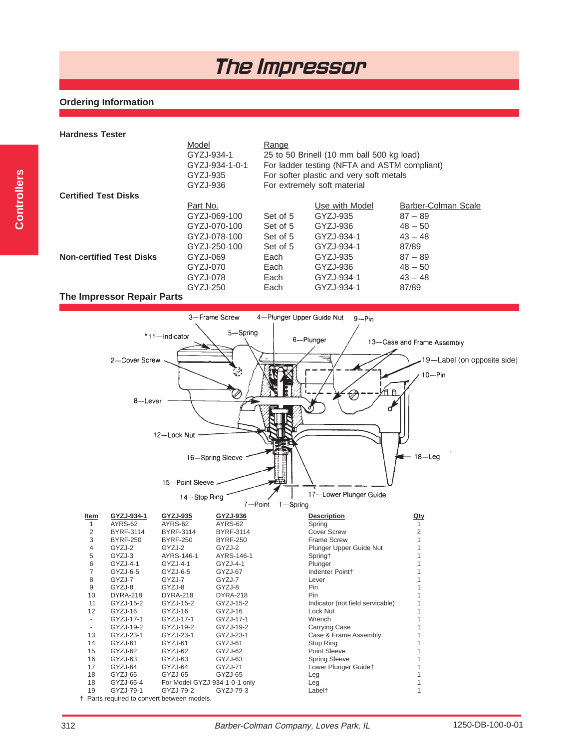# The Impressor

## Ordering Information

### Hardness Tester

| Model | Range |
|---|---|
| GYZJ-934-1 | 25 to 50 Brinell (10 mm ball 500 kg load) |
| GYZJ-934-1-0-1 | For ladder testing (NFTA and ASTM compliant) |
| GYZJ-935 | For softer plastic and very soft metals |
| GYZJ-936 | For extremely soft material |

### Certified Test Disks

| | Part No. | | Use with Model | Barber-Colman Scale |
|---|---|---|---|---|
| Certified Test Disks | GYZJ-069-100 | Set of 5 | GYZJ-935 | 87 – 89 |
| | GYZJ-070-100 | Set of 5 | GYZJ-936 | 48 – 50 |
| | GYZJ-078-100 | Set of 5 | GYZJ-934-1 | 43 – 48 |
| | GYZJ-250-100 | Set of 5 | GYZJ-934-1 | 87/89 |
| Non-certified Test Disks | GYZJ-069 | Each | GYZJ-935 | 87 – 89 |
| | GYZJ-070 | Each | GYZJ-936 | 48 – 50 |
| | GYZJ-078 | Each | GYZJ-934-1 | 43 – 48 |
| | GYZJ-250 | Each | GYZJ-934-1 | 87/89 |

### The Impressor Repair Parts

3—Frame Screw
4—Plunger Upper Guide Nut
9—Pin
*11—Indicator
5—Spring
6—Plunger
13—Case and Frame Assembly
2—Cover Screw
19—Label (on opposite side)
10—Pin
8—Lever
12—Lock Nut
16—Spring Sleeve
18—Leg
15—Point Sleeve
17—Lower Plunger Guide
14—Stop Ring
7—Point
1—Spring

| Item | GYZJ-934-1 | GYZJ-935 | GYZJ-936 | Description | Qty |
|---|---|---|---|---|---|
| 1 | AYRS-62 | AYRS-62 | AYRS-62 | Spring | 1 |
| 2 | BYRF-3114 | BYRF-3114 | BYRF-3114 | Cover Screw | 2 |
| 3 | BYRF-250 | BYRF-250 | BYRF-250 | Frame Screw | 1 |
| 4 | GYZJ-2 | GYZJ-2 | GYZJ-2 | Plunger Upper Guide Nut | 1 |
| 5 | GYZJ-3 | AYRS-146-1 | AYRS-146-1 | Spring† | 1 |
| 6 | GYZJ-4-1 | GYZJ-4-1 | GYZJ-4-1 | Plunger | 1 |
| 7 | GYZJ-6-5 | GYZJ-6-5 | GYZJ-67 | Indenter Point† | 1 |
| 8 | GYZJ-7 | GYZJ-7 | GYZJ-7 | Lever | 1 |
| 9 | GYZJ-8 | GYZJ-8 | GYZJ-8 | Pin | 1 |
| 10 | DYRA-218 | DYRA-218 | DYRA-218 | Pin | 1 |
| 11 | GYZJ-15-2 | GYZJ-15-2 | GYZJ-15-2 | Indicator (not field servicable) | 1 |
| 12 | GYZJ-16 | GYZJ-16 | GYZJ-16 | Lock Nut | 1 |
| - | GYZJ-17-1 | GYZJ-17-1 | GYZJ-17-1 | Wrench | 1 |
| - | GYZJ-19-2 | GYZJ-19-2 | GYZJ-19-2 | Carrying Case | 1 |
| 13 | GYZJ-23-1 | GYZJ-23-1 | GYZJ-23-1 | Case & Frame Assembly | 1 |
| 14 | GYZJ-61 | GYZJ-61 | GYZJ-61 | Stop Ring | 1 |
| 15 | GYZJ-62 | GYZJ-62 | GYZJ-62 | Point Sleeve | 1 |
| 16 | GYZJ-63 | GYZJ-63 | GYZJ-63 | Spring Sleeve | 1 |
| 17 | GYZJ-64 | GYZJ-64 | GYZJ-71 | Lower Plunger Guide† | 1 |
| 18 | GYZJ-65 | GYZJ-65 | GYZJ-65 | Leg | 1 |
| 18 | GYZJ-65-4 | For Model GYZJ-934-1-0-1 only | | Leg | 1 |
| 19 | GYZJ-79-1 | GYZJ-79-2 | GYZJ-79-3 | Label† | 1 |

† Parts required to convert between models.

*Barber-Colman Company, Loves Park, IL* 1250-DB-100-0-01